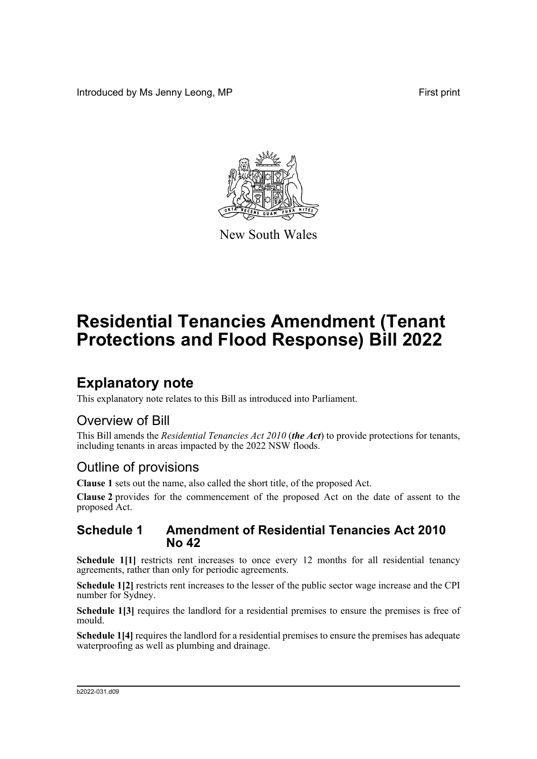Introduced by Ms Jenny Leong, MP First print

New South Wales

# Residential Tenancies Amendment (Tenant Protections and Flood Response) Bill 2022

## Explanatory note

This explanatory note relates to this Bill as introduced into Parliament.

### Overview of Bill

This Bill amends the *Residential Tenancies Act 2010* (***the Act***) to provide protections for tenants, including tenants in areas impacted by the 2022 NSW floods.

### Outline of provisions

**Clause 1** sets out the name, also called the short title, of the proposed Act.

**Clause 2** provides for the commencement of the proposed Act on the date of assent to the proposed Act.

### Schedule 1 Amendment of Residential Tenancies Act 2010 No 42

**Schedule 1[1]** restricts rent increases to once every 12 months for all residential tenancy agreements, rather than only for periodic agreements.

**Schedule 1[2]** restricts rent increases to the lesser of the public sector wage increase and the CPI number for Sydney.

**Schedule 1[3]** requires the landlord for a residential premises to ensure the premises is free of mould.

**Schedule 1[4]** requires the landlord for a residential premises to ensure the premises has adequate waterproofing as well as plumbing and drainage.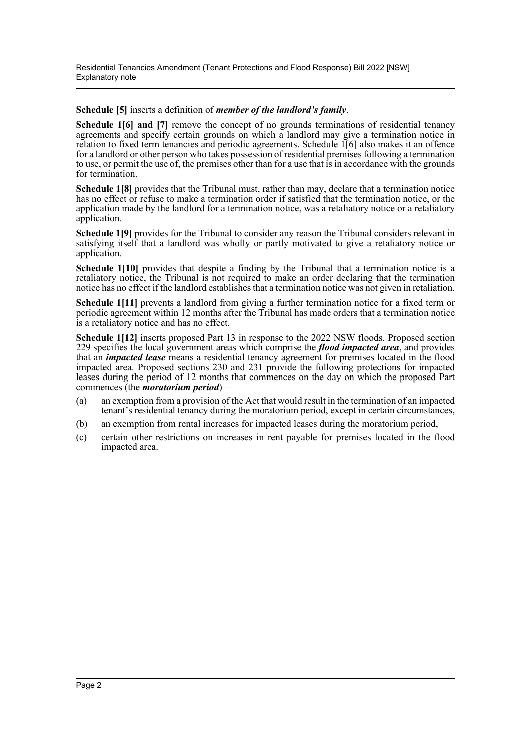**Schedule [5]** inserts a definition of ***member of the landlord's family***.

**Schedule 1[6] and [7]** remove the concept of no grounds terminations of residential tenancy agreements and specify certain grounds on which a landlord may give a termination notice in relation to fixed term tenancies and periodic agreements. Schedule 1[6] also makes it an offence for a landlord or other person who takes possession of residential premises following a termination to use, or permit the use of, the premises other than for a use that is in accordance with the grounds for termination.

**Schedule 1[8]** provides that the Tribunal must, rather than may, declare that a termination notice has no effect or refuse to make a termination order if satisfied that the termination notice, or the application made by the landlord for a termination notice, was a retaliatory notice or a retaliatory application.

**Schedule 1[9]** provides for the Tribunal to consider any reason the Tribunal considers relevant in satisfying itself that a landlord was wholly or partly motivated to give a retaliatory notice or application.

**Schedule 1[10]** provides that despite a finding by the Tribunal that a termination notice is a retaliatory notice, the Tribunal is not required to make an order declaring that the termination notice has no effect if the landlord establishes that a termination notice was not given in retaliation.

**Schedule 1[11]** prevents a landlord from giving a further termination notice for a fixed term or periodic agreement within 12 months after the Tribunal has made orders that a termination notice is a retaliatory notice and has no effect.

**Schedule 1[12]** inserts proposed Part 13 in response to the 2022 NSW floods. Proposed section 229 specifies the local government areas which comprise the ***flood impacted area***, and provides that an ***impacted lease*** means a residential tenancy agreement for premises located in the flood impacted area. Proposed sections 230 and 231 provide the following protections for impacted leases during the period of 12 months that commences on the day on which the proposed Part commences (the ***moratorium period***)—

(a) an exemption from a provision of the Act that would result in the termination of an impacted tenant's residential tenancy during the moratorium period, except in certain circumstances,

(b) an exemption from rental increases for impacted leases during the moratorium period,

(c) certain other restrictions on increases in rent payable for premises located in the flood impacted area.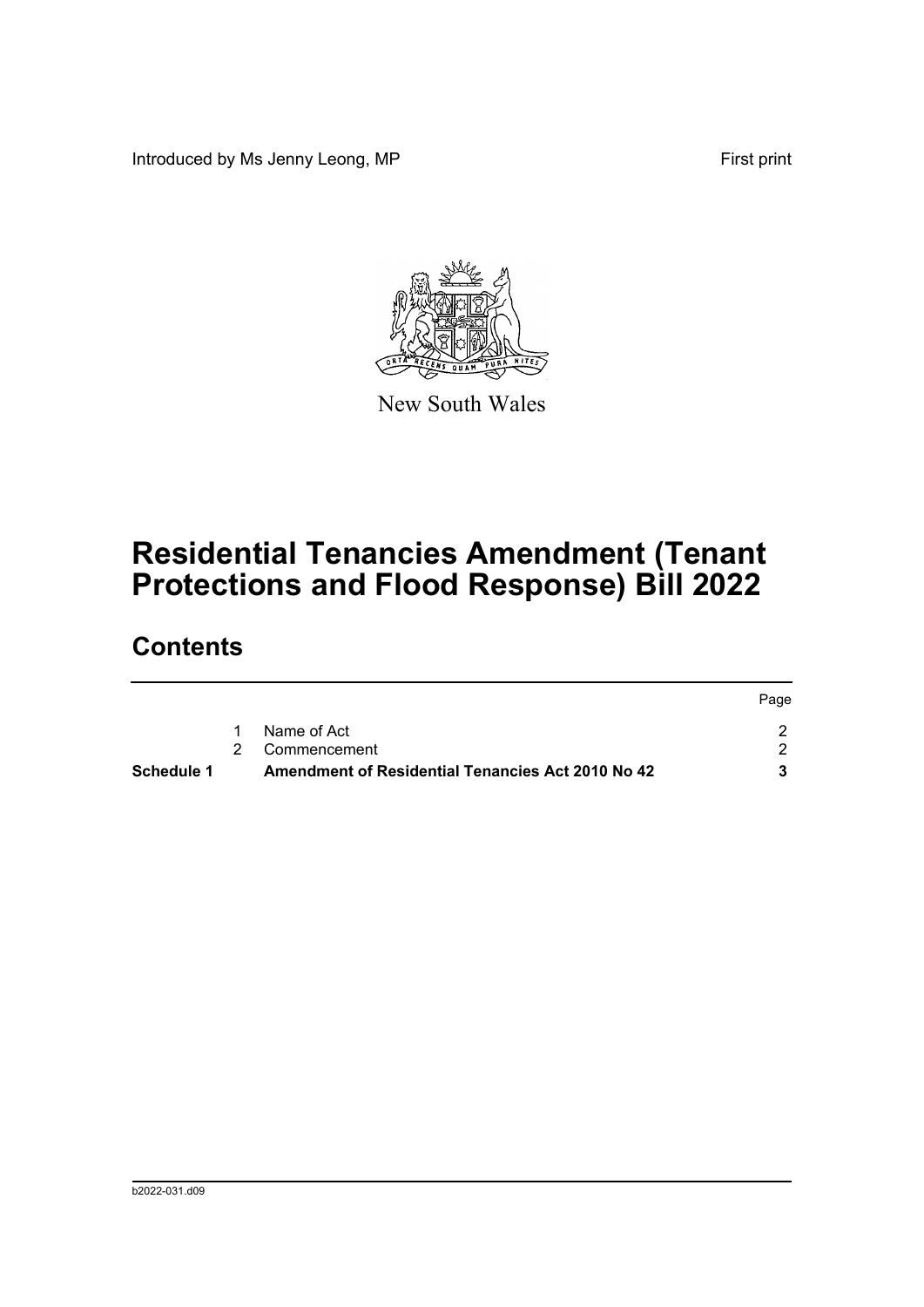Introduced by Ms Jenny Leong, MP | First print

New South Wales

# Residential Tenancies Amendment (Tenant Protections and Flood Response) Bill 2022

## Contents

| | | | Page |
|---|---|---|---|
| | 1 | Name of Act | 2 |
| | 2 | Commencement | 2 |
| **Schedule 1** | | **Amendment of Residential Tenancies Act 2010 No 42** | **3** |

b2022-031.d09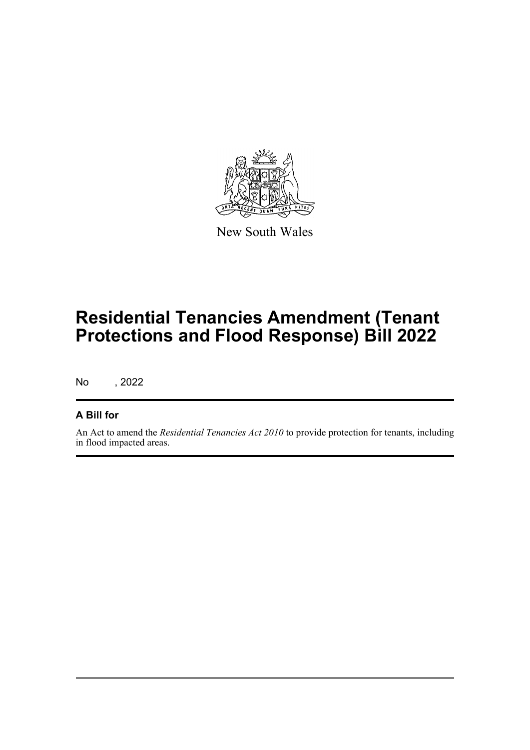New South Wales

# Residential Tenancies Amendment (Tenant Protections and Flood Response) Bill 2022

No , 2022

## A Bill for

An Act to amend the *Residential Tenancies Act 2010* to provide protection for tenants, including in flood impacted areas.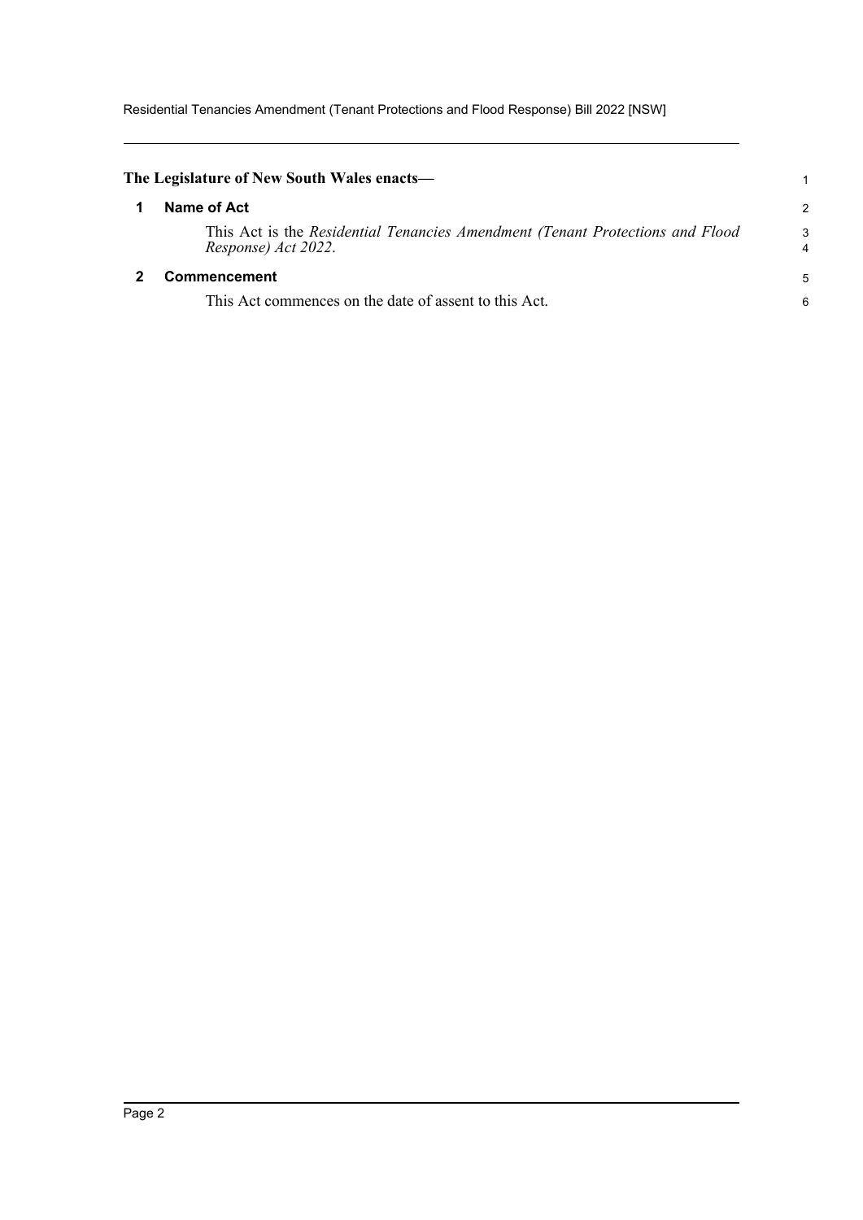**The Legislature of New South Wales enacts—**

## 1 Name of Act

This Act is the *Residential Tenancies Amendment (Tenant Protections and Flood Response) Act 2022*.

## 2 Commencement

This Act commences on the date of assent to this Act.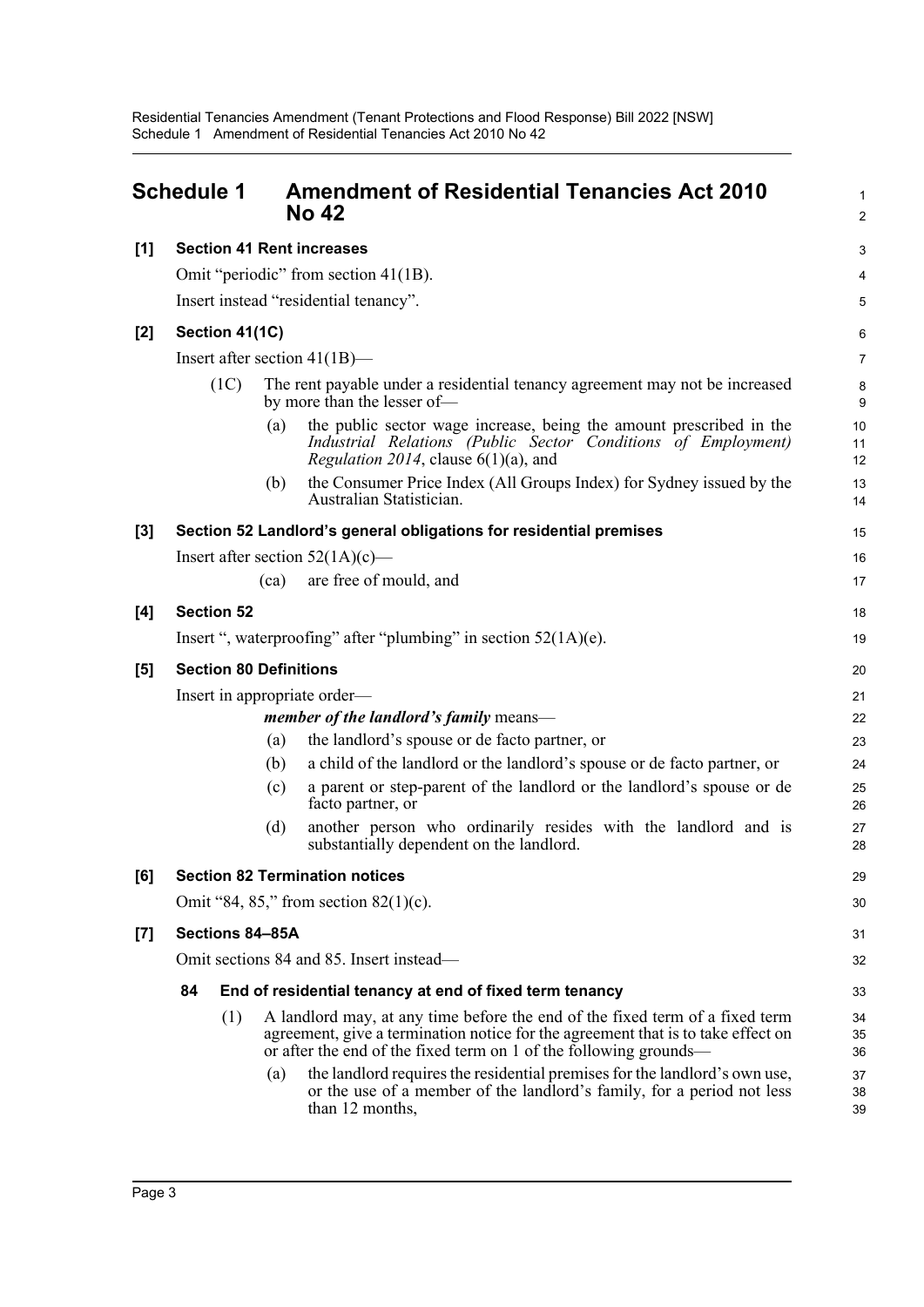## Schedule 1 Amendment of Residential Tenancies Act 2010 No 42

**[1] Section 41 Rent increases**

Omit "periodic" from section 41(1B).

Insert instead "residential tenancy".

**[2] Section 41(1C)**

Insert after section 41(1B)—

(1C) The rent payable under a residential tenancy agreement may not be increased by more than the lesser of—

(a) the public sector wage increase, being the amount prescribed in the *Industrial Relations (Public Sector Conditions of Employment) Regulation 2014*, clause 6(1)(a), and

(b) the Consumer Price Index (All Groups Index) for Sydney issued by the Australian Statistician.

**[3] Section 52 Landlord's general obligations for residential premises**

Insert after section 52(1A)(c)—

(ca) are free of mould, and

**[4] Section 52**

Insert ", waterproofing" after "plumbing" in section 52(1A)(e).

**[5] Section 80 Definitions**

Insert in appropriate order—

***member of the landlord's family*** means—

(a) the landlord's spouse or de facto partner, or

(b) a child of the landlord or the landlord's spouse or de facto partner, or

(c) a parent or step-parent of the landlord or the landlord's spouse or de facto partner, or

(d) another person who ordinarily resides with the landlord and is substantially dependent on the landlord.

**[6] Section 82 Termination notices**

Omit "84, 85," from section 82(1)(c).

**[7] Sections 84–85A**

Omit sections 84 and 85. Insert instead—

**84 End of residential tenancy at end of fixed term tenancy**

(1) A landlord may, at any time before the end of the fixed term of a fixed term agreement, give a termination notice for the agreement that is to take effect on or after the end of the fixed term on 1 of the following grounds—

(a) the landlord requires the residential premises for the landlord's own use, or the use of a member of the landlord's family, for a period not less than 12 months,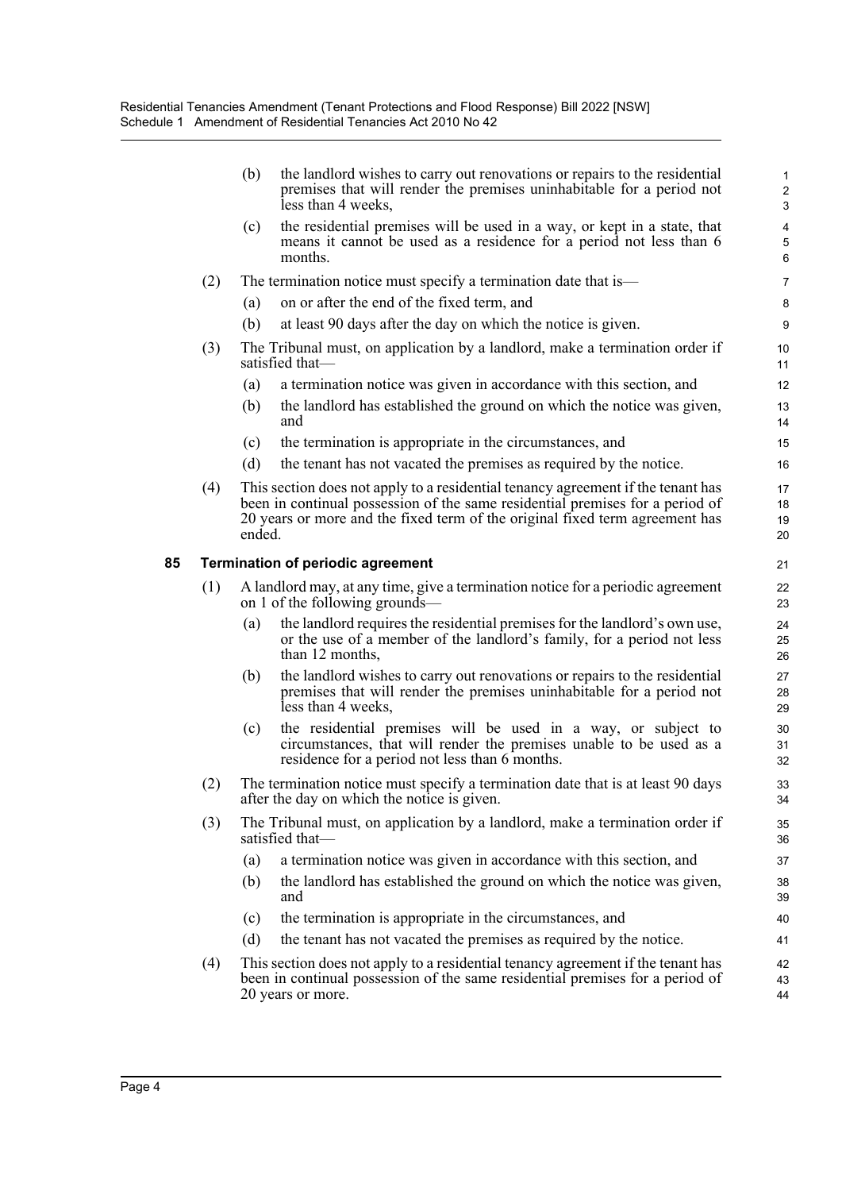(b) the landlord wishes to carry out renovations or repairs to the residential premises that will render the premises uninhabitable for a period not less than 4 weeks,

(c) the residential premises will be used in a way, or kept in a state, that means it cannot be used as a residence for a period not less than 6 months.

(2) The termination notice must specify a termination date that is—

(a) on or after the end of the fixed term, and

(b) at least 90 days after the day on which the notice is given.

(3) The Tribunal must, on application by a landlord, make a termination order if satisfied that—

(a) a termination notice was given in accordance with this section, and

(b) the landlord has established the ground on which the notice was given, and

(c) the termination is appropriate in the circumstances, and

(d) the tenant has not vacated the premises as required by the notice.

(4) This section does not apply to a residential tenancy agreement if the tenant has been in continual possession of the same residential premises for a period of 20 years or more and the fixed term of the original fixed term agreement has ended.

**85 Termination of periodic agreement**

(1) A landlord may, at any time, give a termination notice for a periodic agreement on 1 of the following grounds—

(a) the landlord requires the residential premises for the landlord's own use, or the use of a member of the landlord's family, for a period not less than 12 months,

(b) the landlord wishes to carry out renovations or repairs to the residential premises that will render the premises uninhabitable for a period not less than 4 weeks,

(c) the residential premises will be used in a way, or subject to circumstances, that will render the premises unable to be used as a residence for a period not less than 6 months.

(2) The termination notice must specify a termination date that is at least 90 days after the day on which the notice is given.

(3) The Tribunal must, on application by a landlord, make a termination order if satisfied that—

(a) a termination notice was given in accordance with this section, and

(b) the landlord has established the ground on which the notice was given, and

(c) the termination is appropriate in the circumstances, and

(d) the tenant has not vacated the premises as required by the notice.

(4) This section does not apply to a residential tenancy agreement if the tenant has been in continual possession of the same residential premises for a period of 20 years or more.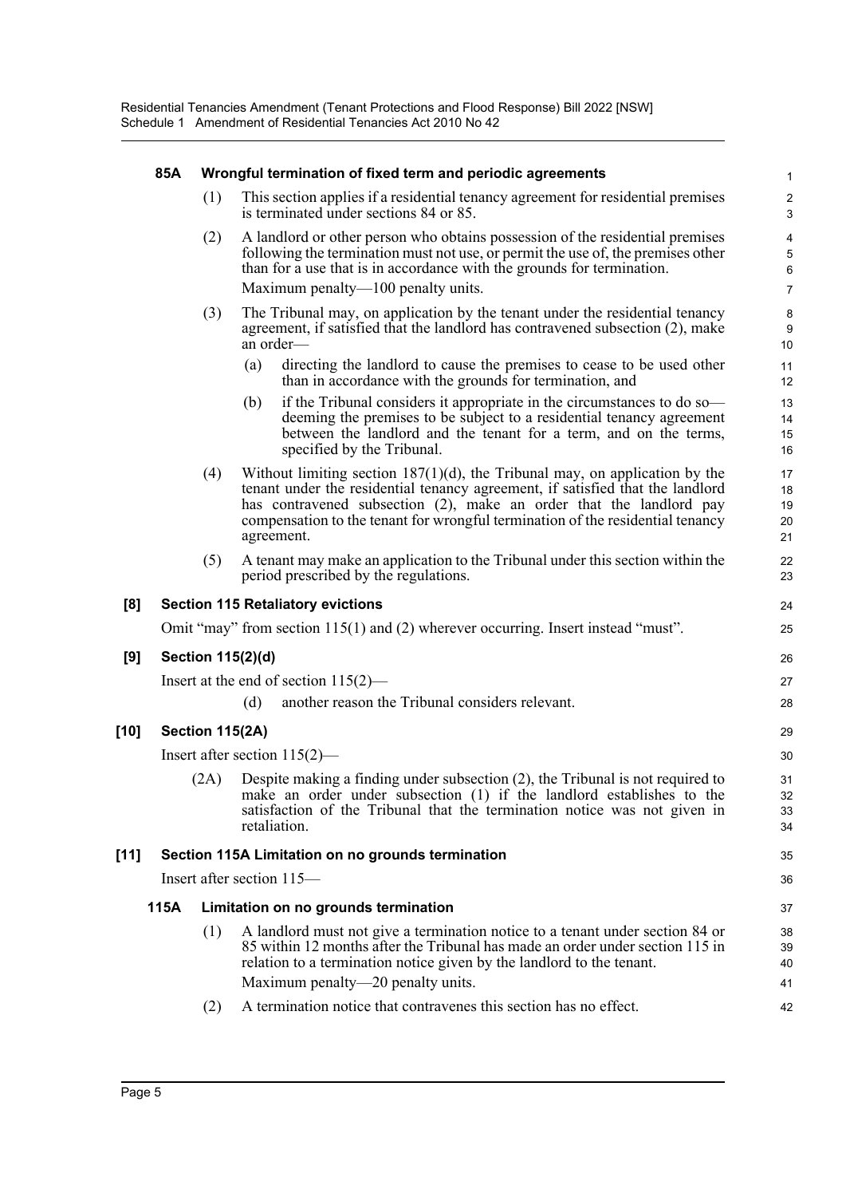**85A Wrongful termination of fixed term and periodic agreements**

(1) This section applies if a residential tenancy agreement for residential premises is terminated under sections 84 or 85.

(2) A landlord or other person who obtains possession of the residential premises following the termination must not use, or permit the use of, the premises other than for a use that is in accordance with the grounds for termination.

Maximum penalty—100 penalty units.

(3) The Tribunal may, on application by the tenant under the residential tenancy agreement, if satisfied that the landlord has contravened subsection (2), make an order—

(a) directing the landlord to cause the premises to cease to be used other than in accordance with the grounds for termination, and

(b) if the Tribunal considers it appropriate in the circumstances to do so—deeming the premises to be subject to a residential tenancy agreement between the landlord and the tenant for a term, and on the terms, specified by the Tribunal.

(4) Without limiting section 187(1)(d), the Tribunal may, on application by the tenant under the residential tenancy agreement, if satisfied that the landlord has contravened subsection (2), make an order that the landlord pay compensation to the tenant for wrongful termination of the residential tenancy agreement.

(5) A tenant may make an application to the Tribunal under this section within the period prescribed by the regulations.

**[8] Section 115 Retaliatory evictions**

Omit "may" from section 115(1) and (2) wherever occurring. Insert instead "must".

**[9] Section 115(2)(d)**

Insert at the end of section 115(2)—

(d) another reason the Tribunal considers relevant.

**[10] Section 115(2A)**

Insert after section 115(2)—

(2A) Despite making a finding under subsection (2), the Tribunal is not required to make an order under subsection (1) if the landlord establishes to the satisfaction of the Tribunal that the termination notice was not given in retaliation.

**[11] Section 115A Limitation on no grounds termination**

Insert after section 115—

**115A Limitation on no grounds termination**

(1) A landlord must not give a termination notice to a tenant under section 84 or 85 within 12 months after the Tribunal has made an order under section 115 in relation to a termination notice given by the landlord to the tenant.

Maximum penalty—20 penalty units.

(2) A termination notice that contravenes this section has no effect.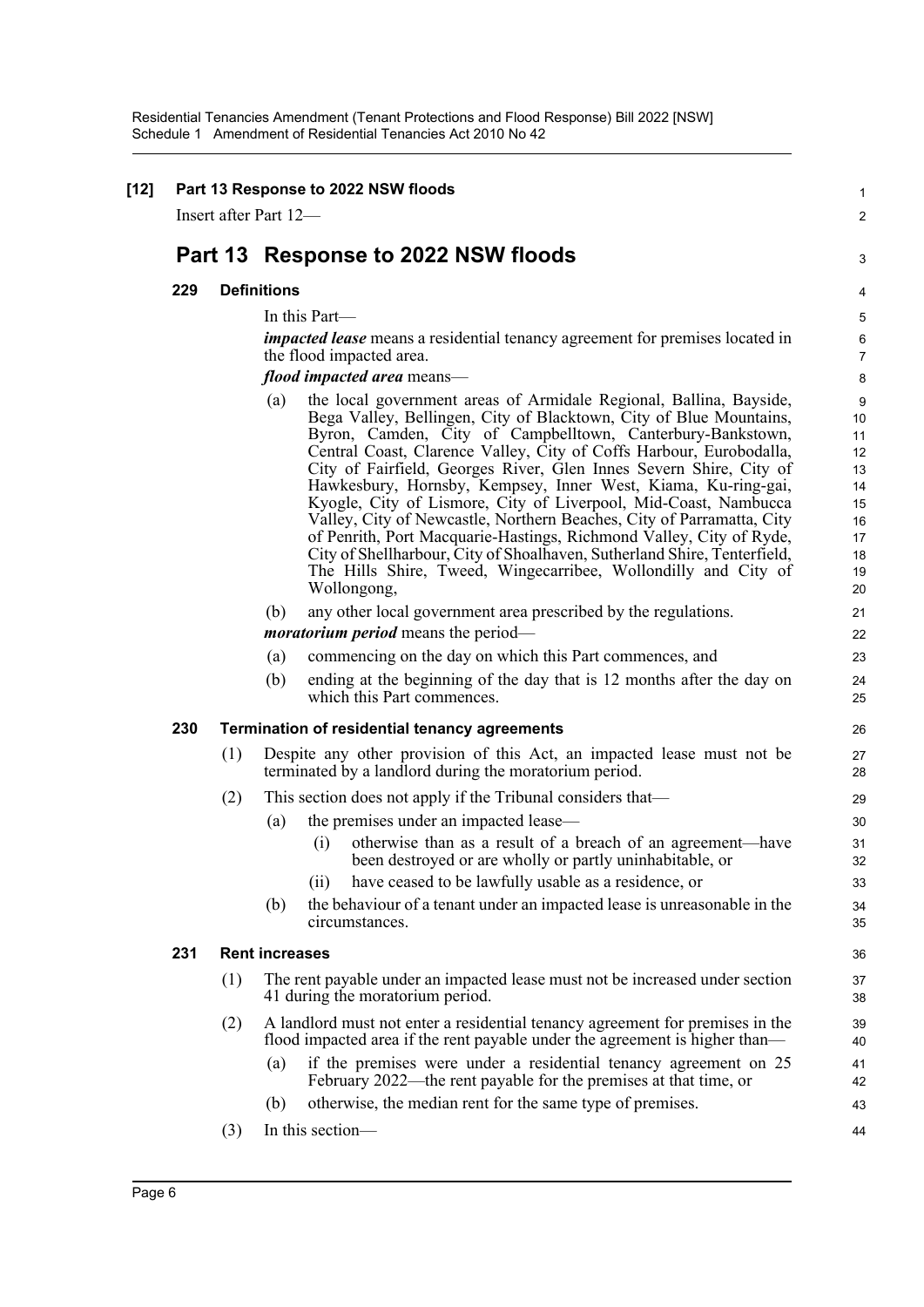**[12] Part 13 Response to 2022 NSW floods**

Insert after Part 12—

# Part 13 Response to 2022 NSW floods

### 229 Definitions

In this Part—

***impacted lease*** means a residential tenancy agreement for premises located in the flood impacted area.

***flood impacted area*** means—

(a) the local government areas of Armidale Regional, Ballina, Bayside, Bega Valley, Bellingen, City of Blacktown, City of Blue Mountains, Byron, Camden, City of Campbelltown, Canterbury-Bankstown, Central Coast, Clarence Valley, City of Coffs Harbour, Eurobodalla, City of Fairfield, Georges River, Glen Innes Severn Shire, City of Hawkesbury, Hornsby, Kempsey, Inner West, Kiama, Ku-ring-gai, Kyogle, City of Lismore, City of Liverpool, Mid-Coast, Nambucca Valley, City of Newcastle, Northern Beaches, City of Parramatta, City of Penrith, Port Macquarie-Hastings, Richmond Valley, City of Ryde, City of Shellharbour, City of Shoalhaven, Sutherland Shire, Tenterfield, The Hills Shire, Tweed, Wingecarribee, Wollondilly and City of Wollongong,

(b) any other local government area prescribed by the regulations.

***moratorium period*** means the period—

(a) commencing on the day on which this Part commences, and

(b) ending at the beginning of the day that is 12 months after the day on which this Part commences.

### 230 Termination of residential tenancy agreements

(1) Despite any other provision of this Act, an impacted lease must not be terminated by a landlord during the moratorium period.

(2) This section does not apply if the Tribunal considers that—

(a) the premises under an impacted lease—

(i) otherwise than as a result of a breach of an agreement—have been destroyed or are wholly or partly uninhabitable, or

(ii) have ceased to be lawfully usable as a residence, or

(b) the behaviour of a tenant under an impacted lease is unreasonable in the circumstances.

### 231 Rent increases

(1) The rent payable under an impacted lease must not be increased under section 41 during the moratorium period.

(2) A landlord must not enter a residential tenancy agreement for premises in the flood impacted area if the rent payable under the agreement is higher than—

(a) if the premises were under a residential tenancy agreement on 25 February 2022—the rent payable for the premises at that time, or

(b) otherwise, the median rent for the same type of premises.

(3) In this section—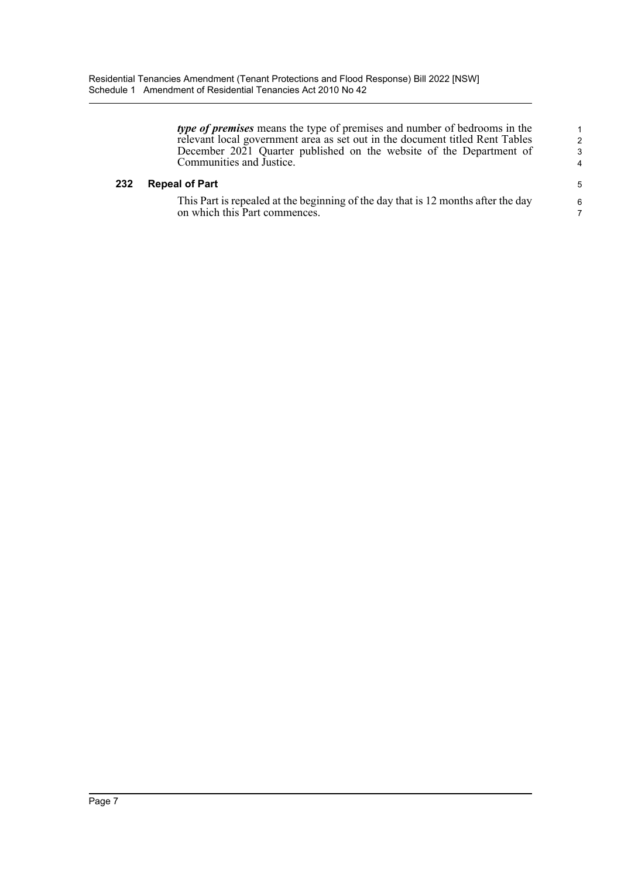***type of premises*** means the type of premises and number of bedrooms in the relevant local government area as set out in the document titled Rent Tables December 2021 Quarter published on the website of the Department of Communities and Justice.

### 232 Repeal of Part

This Part is repealed at the beginning of the day that is 12 months after the day on which this Part commences.